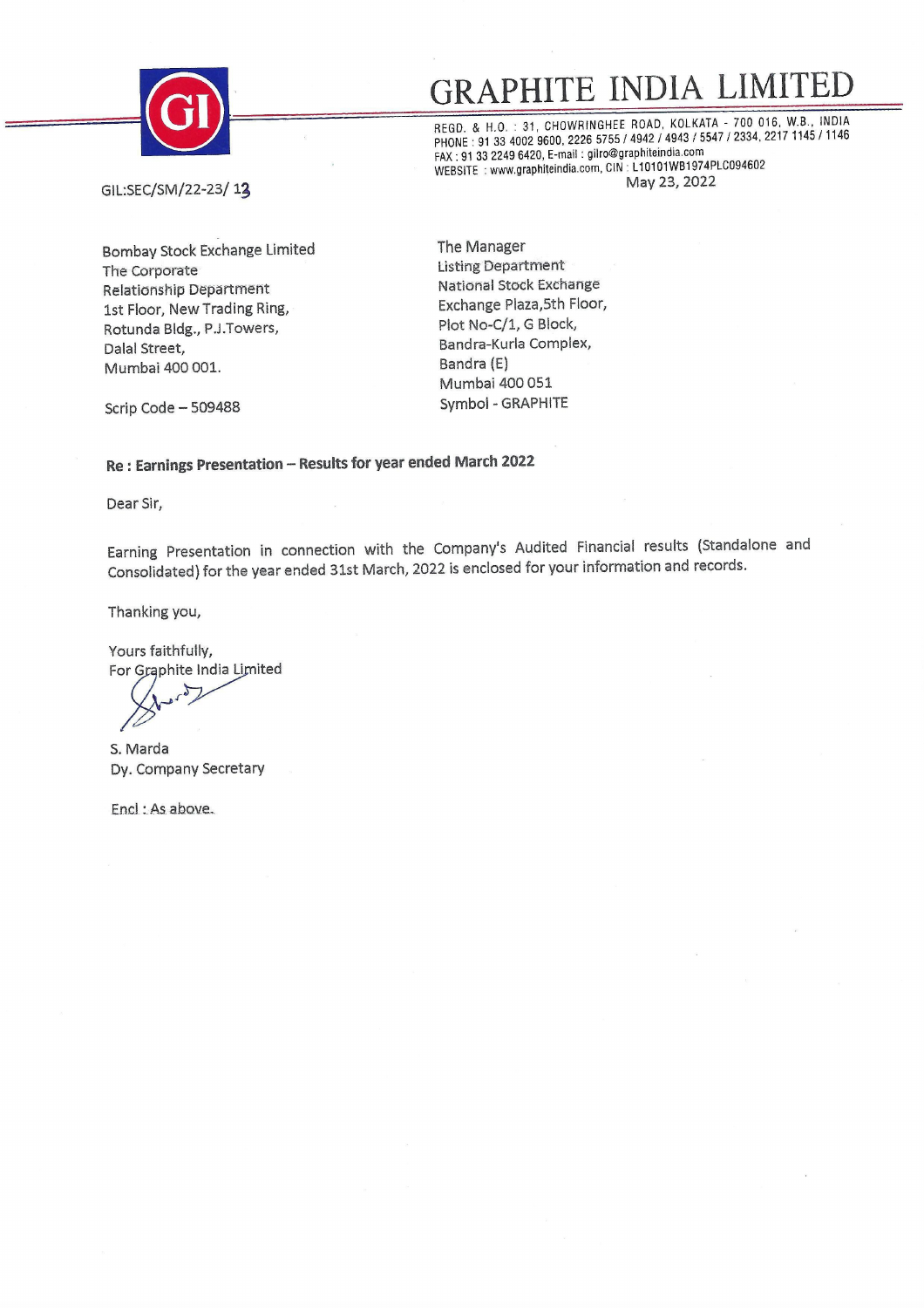# GRAPHITE INDIA LIMITED

REGD. & H.O. : 31, CHOWRINGHEE ROAD, KOLKATA - 700 016, W.B., INDIA
PHONE : 91 33 4002 9600, 2226 5755 / 4942 / 4943 / 5547 / 2334, 2217 1145 / 1146
FAX : 91 33 2249 6420, E-mail : gilro@graphiteindia.com
WEBSITE : www.graphiteindia.com, CIN : L10101WB1974PLC094602

GIL:SEC/SM/22-23/ 13

May 23, 2022

Bombay Stock Exchange Limited
The Corporate
Relationship Department
1st Floor, New Trading Ring,
Rotunda Bldg., P.J.Towers,
Dalal Street,
Mumbai 400 001.

Scrip Code – 509488

The Manager
Listing Department
National Stock Exchange
Exchange Plaza,5th Floor,
Plot No-C/1, G Block,
Bandra-Kurla Complex,
Bandra (E)
Mumbai 400 051
Symbol - GRAPHITE

**Re : Earnings Presentation – Results for year ended March 2022**

Dear Sir,

Earning Presentation in connection with the Company's Audited Financial results (Standalone and Consolidated) for the year ended 31st March, 2022 is enclosed for your information and records.

Thanking you,

Yours faithfully,
For Graphite India Limited

S. Marda
Dy. Company Secretary

Encl : As above.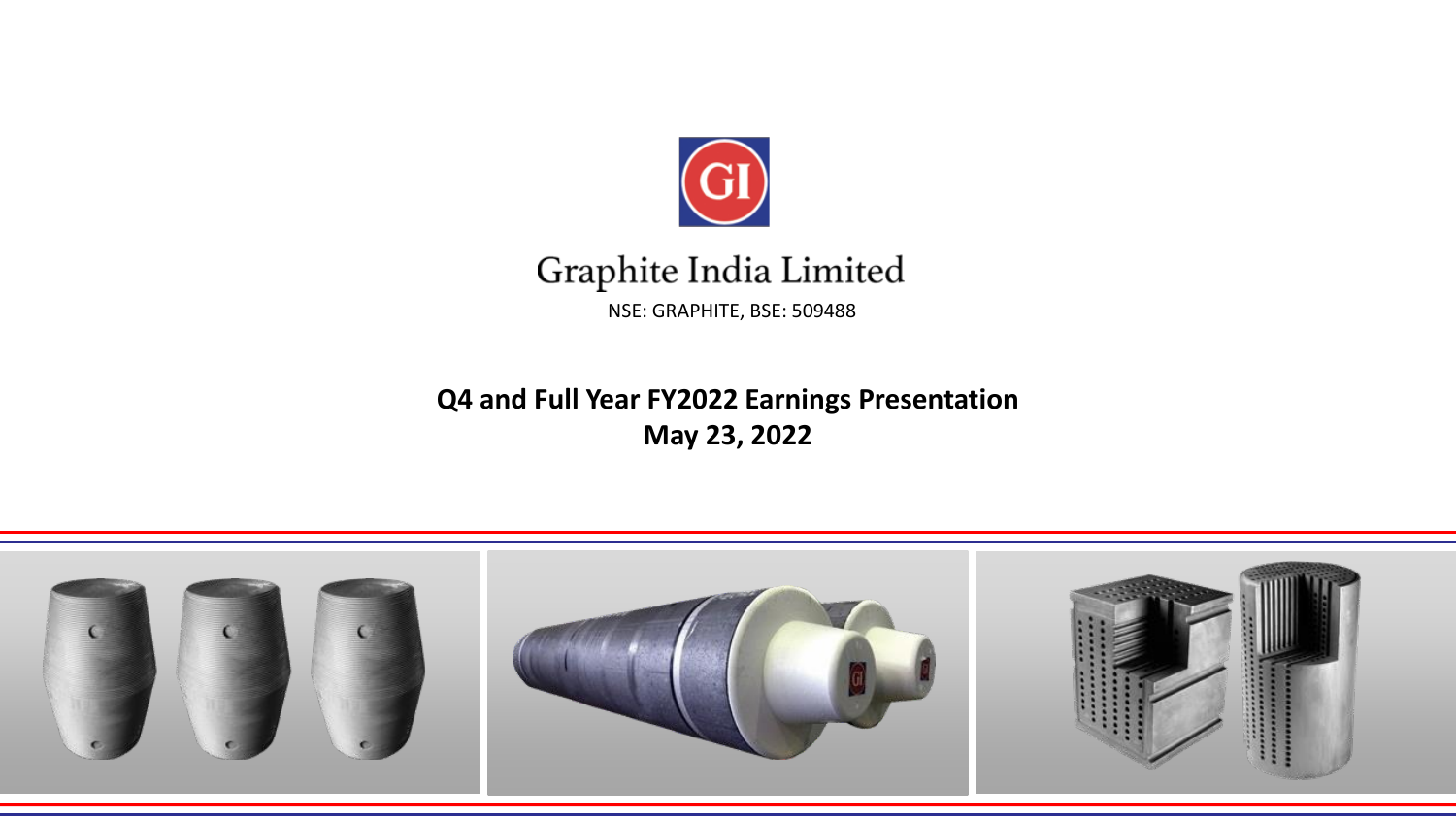# Graphite India Limited

NSE: GRAPHITE, BSE: 509488

**Q4 and Full Year FY2022 Earnings Presentation**
**May 23, 2022**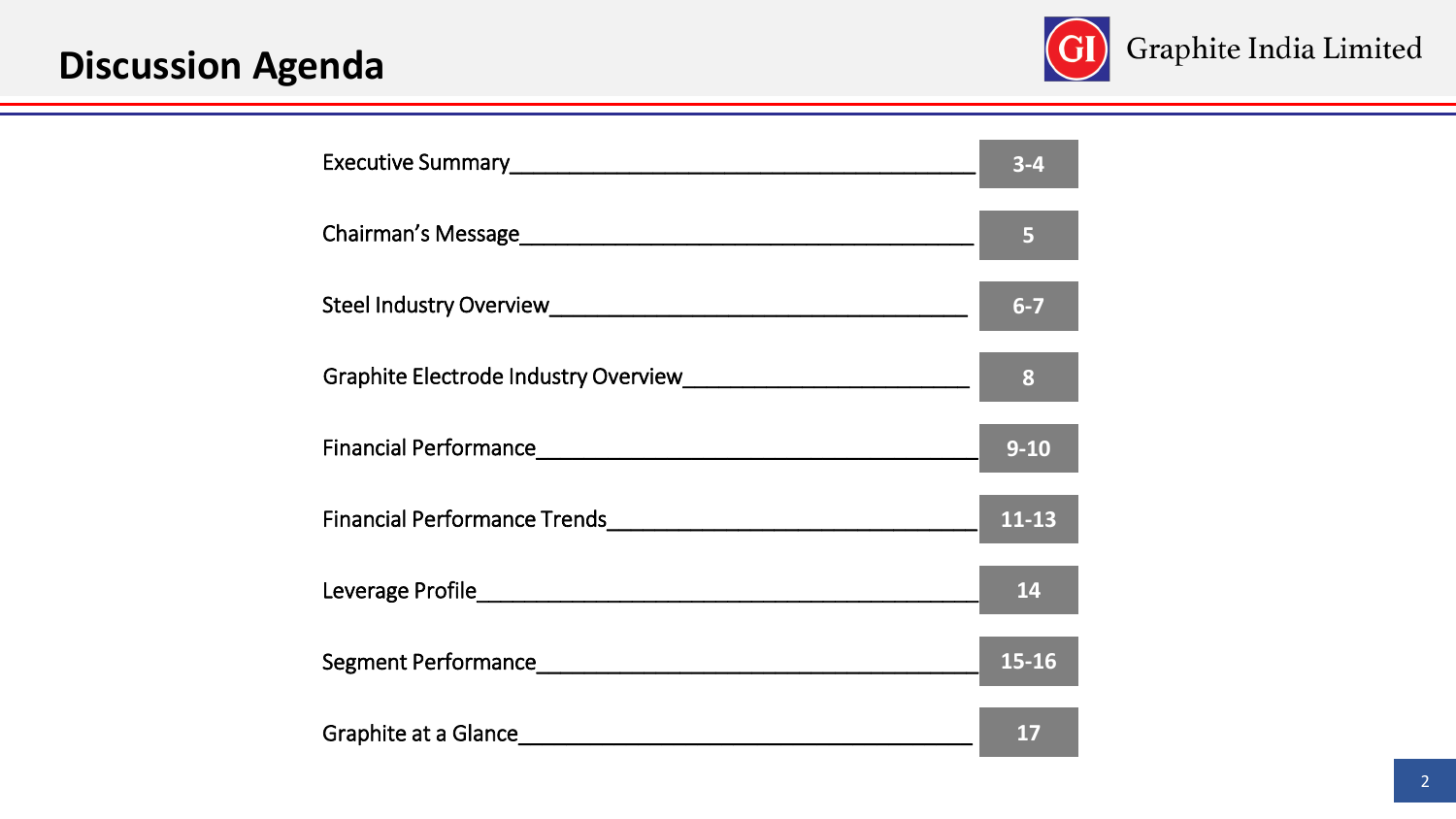# Discussion Agenda

| Section | Page |
| --- | --- |
| Executive Summary | 3-4 |
| Chairman's Message | 5 |
| Steel Industry Overview | 6-7 |
| Graphite Electrode Industry Overview | 8 |
| Financial Performance | 9-10 |
| Financial Performance Trends | 11-13 |
| Leverage Profile | 14 |
| Segment Performance | 15-16 |
| Graphite at a Glance | 17 |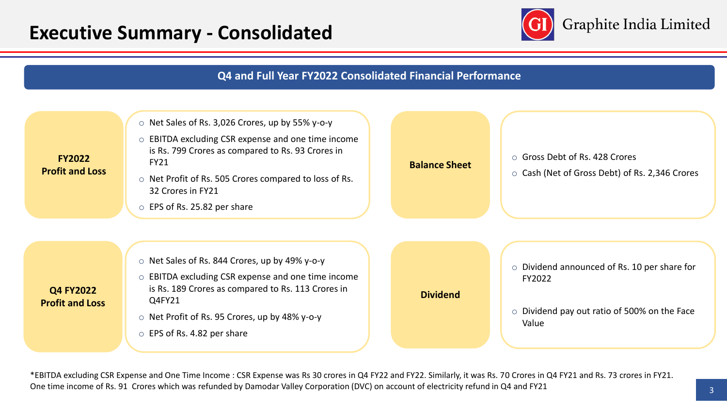# Executive Summary - Consolidated

## Q4 and Full Year FY2022 Consolidated Financial Performance

### FY2022 Profit and Loss

- Net Sales of Rs. 3,026 Crores, up by 55% y-o-y
- EBITDA excluding CSR expense and one time income is Rs. 799 Crores as compared to Rs. 93 Crores in FY21
- Net Profit of Rs. 505 Crores compared to loss of Rs. 32 Crores in FY21
- EPS of Rs. 25.82 per share

### Balance Sheet

- Gross Debt of Rs. 428 Crores
- Cash (Net of Gross Debt) of Rs. 2,346 Crores

### Q4 FY2022 Profit and Loss

- Net Sales of Rs. 844 Crores, up by 49% y-o-y
- EBITDA excluding CSR expense and one time income is Rs. 189 Crores as compared to Rs. 113 Crores in Q4FY21
- Net Profit of Rs. 95 Crores, up by 48% y-o-y
- EPS of Rs. 4.82 per share

### Dividend

- Dividend announced of Rs. 10 per share for FY2022
- Dividend pay out ratio of 500% on the Face Value

*EBITDA excluding CSR Expense and One Time Income : CSR Expense was Rs 30 crores in Q4 FY22 and FY22. Similarly, it was Rs. 70 Crores in Q4 FY21 and Rs. 73 crores in FY21. One time income of Rs. 91 Crores which was refunded by Damodar Valley Corporation (DVC) on account of electricity refund in Q4 and FY21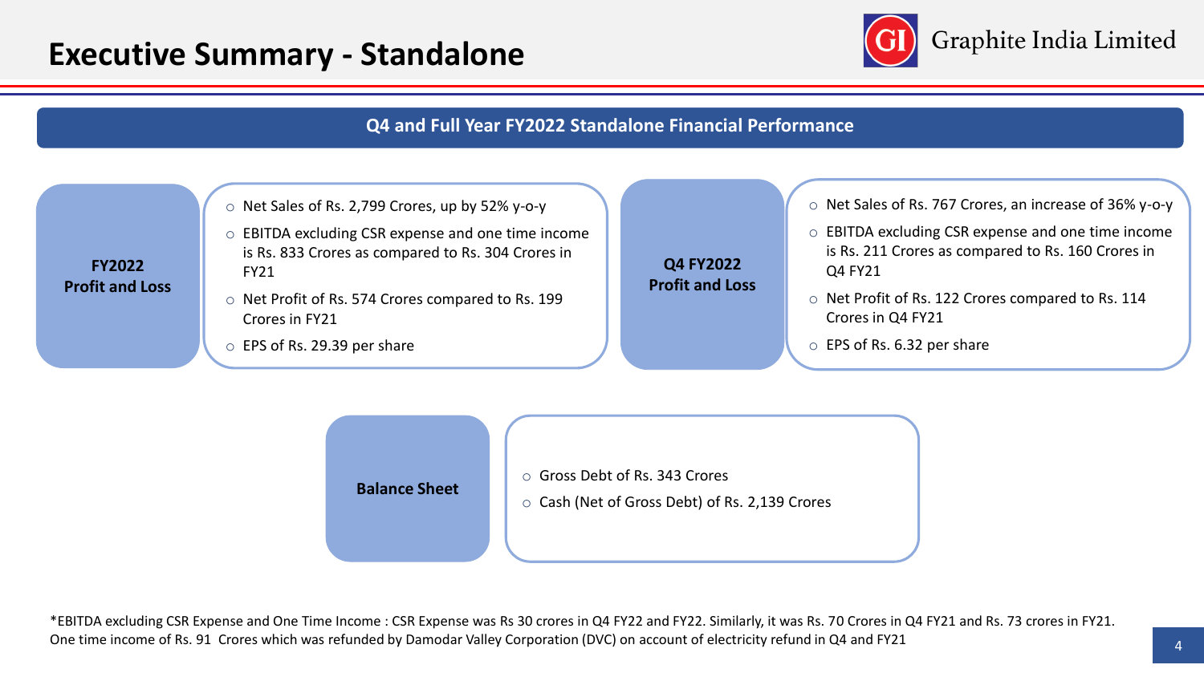# Executive Summary - Standalone

Graphite India Limited

## Q4 and Full Year FY2022 Standalone Financial Performance

### FY2022 Profit and Loss

- Net Sales of Rs. 2,799 Crores, up by 52% y-o-y
- EBITDA excluding CSR expense and one time income is Rs. 833 Crores as compared to Rs. 304 Crores in FY21
- Net Profit of Rs. 574 Crores compared to Rs. 199 Crores in FY21
- EPS of Rs. 29.39 per share

### Q4 FY2022 Profit and Loss

- Net Sales of Rs. 767 Crores, an increase of 36% y-o-y
- EBITDA excluding CSR expense and one time income is Rs. 211 Crores as compared to Rs. 160 Crores in Q4 FY21
- Net Profit of Rs. 122 Crores compared to Rs. 114 Crores in Q4 FY21
- EPS of Rs. 6.32 per share

### Balance Sheet

- Gross Debt of Rs. 343 Crores
- Cash (Net of Gross Debt) of Rs. 2,139 Crores

*EBITDA excluding CSR Expense and One Time Income : CSR Expense was Rs 30 crores in Q4 FY22 and FY22. Similarly, it was Rs. 70 Crores in Q4 FY21 and Rs. 73 crores in FY21. One time income of Rs. 91 Crores which was refunded by Damodar Valley Corporation (DVC) on account of electricity refund in Q4 and FY21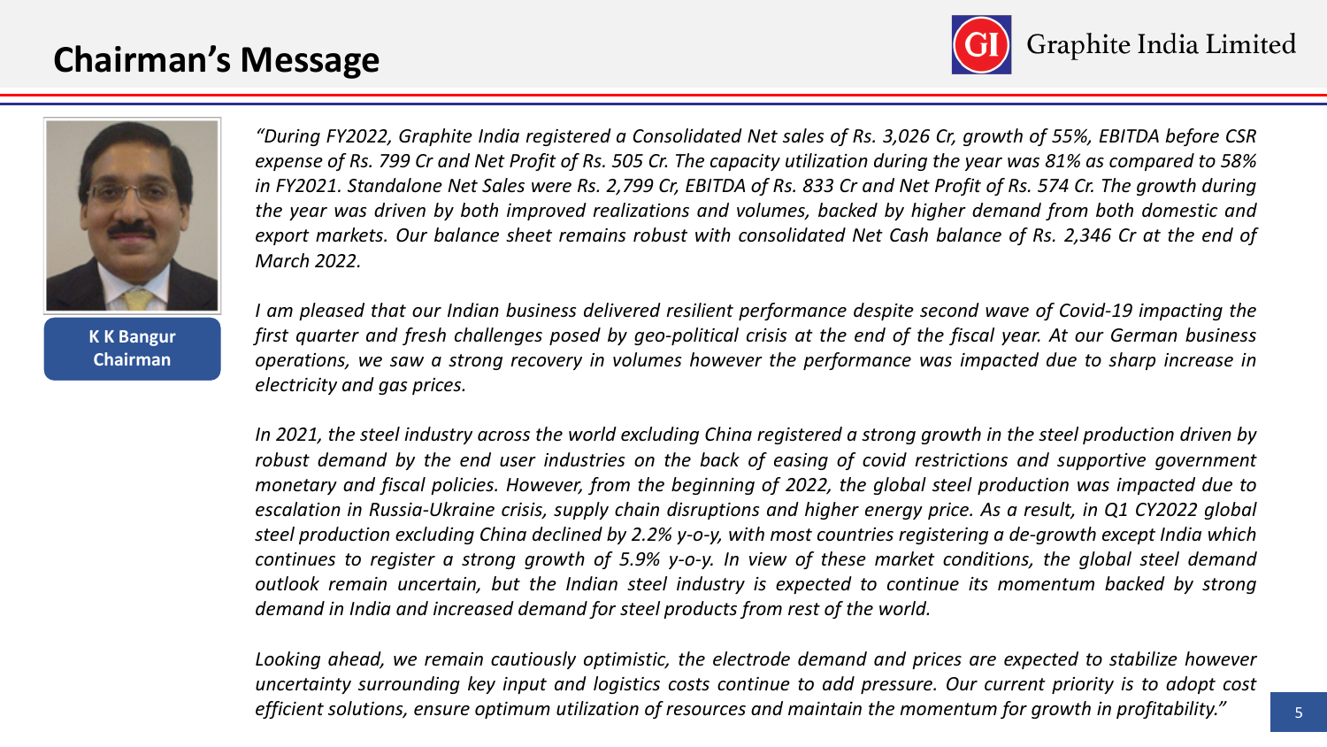# Chairman's Message

**K K Bangur**
**Chairman**

*"During FY2022, Graphite India registered a Consolidated Net sales of Rs. 3,026 Cr, growth of 55%, EBITDA before CSR expense of Rs. 799 Cr and Net Profit of Rs. 505 Cr. The capacity utilization during the year was 81% as compared to 58% in FY2021. Standalone Net Sales were Rs. 2,799 Cr, EBITDA of Rs. 833 Cr and Net Profit of Rs. 574 Cr. The growth during the year was driven by both improved realizations and volumes, backed by higher demand from both domestic and export markets. Our balance sheet remains robust with consolidated Net Cash balance of Rs. 2,346 Cr at the end of March 2022.*

*I am pleased that our Indian business delivered resilient performance despite second wave of Covid-19 impacting the first quarter and fresh challenges posed by geo-political crisis at the end of the fiscal year. At our German business operations, we saw a strong recovery in volumes however the performance was impacted due to sharp increase in electricity and gas prices.*

*In 2021, the steel industry across the world excluding China registered a strong growth in the steel production driven by robust demand by the end user industries on the back of easing of covid restrictions and supportive government monetary and fiscal policies. However, from the beginning of 2022, the global steel production was impacted due to escalation in Russia-Ukraine crisis, supply chain disruptions and higher energy price. As a result, in Q1 CY2022 global steel production excluding China declined by 2.2% y-o-y, with most countries registering a de-growth except India which continues to register a strong growth of 5.9% y-o-y. In view of these market conditions, the global steel demand outlook remain uncertain, but the Indian steel industry is expected to continue its momentum backed by strong demand in India and increased demand for steel products from rest of the world.*

*Looking ahead, we remain cautiously optimistic, the electrode demand and prices are expected to stabilize however uncertainty surrounding key input and logistics costs continue to add pressure. Our current priority is to adopt cost efficient solutions, ensure optimum utilization of resources and maintain the momentum for growth in profitability."*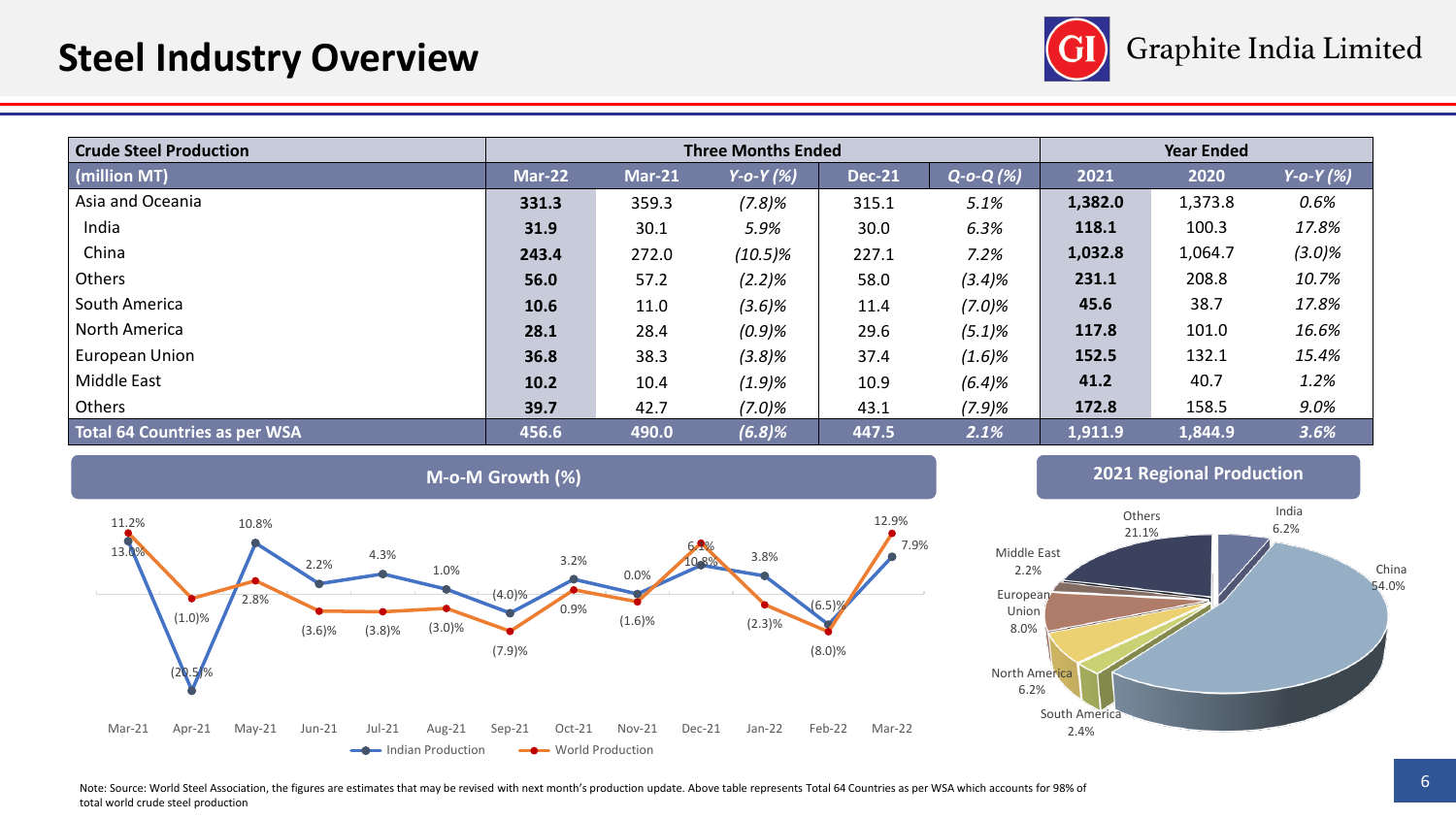# Steel Industry Overview

| Crude Steel Production | Three Months Ended | | | | | Year Ended | | |
|---|---|---|---|---|---|---|---|---|
| (million MT) | Mar-22 | Mar-21 | Y-o-Y (%) | Dec-21 | Q-o-Q (%) | 2021 | 2020 | Y-o-Y (%) |
| Asia and Oceania | **331.3** | 359.3 | *(7.8)%* | 315.1 | *5.1%* | **1,382.0** | 1,373.8 | *0.6%* |
| India | **31.9** | 30.1 | *5.9%* | 30.0 | *6.3%* | **118.1** | 100.3 | *17.8%* |
| China | **243.4** | 272.0 | *(10.5)%* | 227.1 | *7.2%* | **1,032.8** | 1,064.7 | *(3.0)%* |
| Others | **56.0** | 57.2 | *(2.2)%* | 58.0 | *(3.4)%* | **231.1** | 208.8 | *10.7%* |
| South America | **10.6** | 11.0 | *(3.6)%* | 11.4 | *(7.0)%* | **45.6** | 38.7 | *17.8%* |
| North America | **28.1** | 28.4 | *(0.9)%* | 29.6 | *(5.1)%* | **117.8** | 101.0 | *16.6%* |
| European Union | **36.8** | 38.3 | *(3.8)%* | 37.4 | *(1.6)%* | **152.5** | 132.1 | *15.4%* |
| Middle East | **10.2** | 10.4 | *(1.9)%* | 10.9 | *(6.4)%* | **41.2** | 40.7 | *1.2%* |
| Others | **39.7** | 42.7 | *(7.0)%* | 43.1 | *(7.9)%* | **172.8** | 158.5 | *9.0%* |
| **Total 64 Countries as per WSA** | **456.6** | **490.0** | ***(6.8)%*** | **447.5** | ***2.1%*** | **1,911.9** | **1,844.9** | ***3.6%*** |

## M-o-M Growth (%)

| Month | Indian Production | World Production |
|---|---|---|
| Mar-21 | 13.0% | 11.2% |
| Apr-21 | (20.5)% | (1.0)% |
| May-21 | 10.8% | 2.8% |
| Jun-21 | 2.2% | (3.6)% |
| Jul-21 | 4.3% | (3.8)% |
| Aug-21 | 1.0% | (3.0)% |
| Sep-21 | (4.0)% | (7.9)% |
| Oct-21 | 3.2% | 0.9% |
| Nov-21 | 0.0% | (1.6)% |
| Dec-21 | 10.8% | 6.1% |
| Jan-22 | 3.8% | (2.3)% |
| Feb-22 | (6.5)% | (8.0)% |
| Mar-22 | 7.9% | 12.9% |

## 2021 Regional Production

| Region | Share |
|---|---|
| China | 54.0% |
| India | 6.2% |
| Others | 21.1% |
| Middle East | 2.2% |
| European Union | 8.0% |
| North America | 6.2% |
| South America | 2.4% |

Note: Source: World Steel Association, the figures are estimates that may be revised with next month's production update. Above table represents Total 64 Countries as per WSA which accounts for 98% of total world crude steel production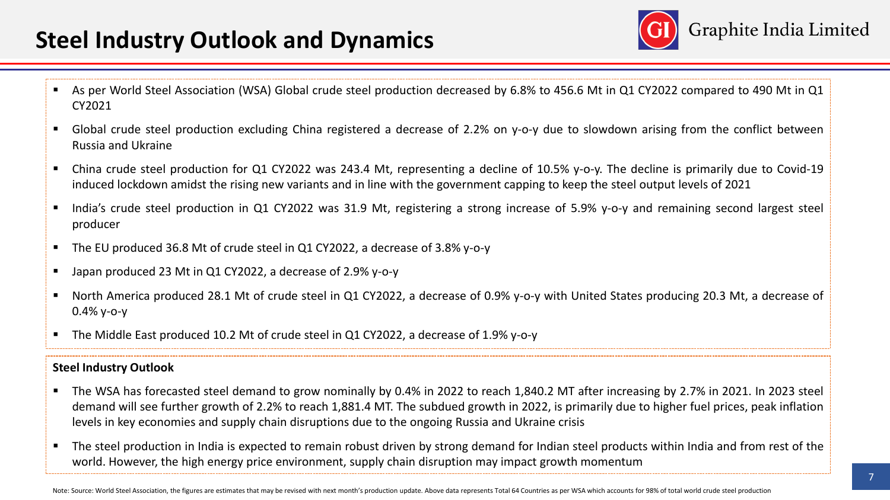# Steel Industry Outlook and Dynamics

- As per World Steel Association (WSA) Global crude steel production decreased by 6.8% to 456.6 Mt in Q1 CY2022 compared to 490 Mt in Q1 CY2021
- Global crude steel production excluding China registered a decrease of 2.2% on y-o-y due to slowdown arising from the conflict between Russia and Ukraine
- China crude steel production for Q1 CY2022 was 243.4 Mt, representing a decline of 10.5% y-o-y. The decline is primarily due to Covid-19 induced lockdown amidst the rising new variants and in line with the government capping to keep the steel output levels of 2021
- India's crude steel production in Q1 CY2022 was 31.9 Mt, registering a strong increase of 5.9% y-o-y and remaining second largest steel producer
- The EU produced 36.8 Mt of crude steel in Q1 CY2022, a decrease of 3.8% y-o-y
- Japan produced 23 Mt in Q1 CY2022, a decrease of 2.9% y-o-y
- North America produced 28.1 Mt of crude steel in Q1 CY2022, a decrease of 0.9% y-o-y with United States producing 20.3 Mt, a decrease of 0.4% y-o-y
- The Middle East produced 10.2 Mt of crude steel in Q1 CY2022, a decrease of 1.9% y-o-y

**Steel Industry Outlook**

- The WSA has forecasted steel demand to grow nominally by 0.4% in 2022 to reach 1,840.2 MT after increasing by 2.7% in 2021. In 2023 steel demand will see further growth of 2.2% to reach 1,881.4 MT. The subdued growth in 2022, is primarily due to higher fuel prices, peak inflation levels in key economies and supply chain disruptions due to the ongoing Russia and Ukraine crisis
- The steel production in India is expected to remain robust driven by strong demand for Indian steel products within India and from rest of the world. However, the high energy price environment, supply chain disruption may impact growth momentum

Note: Source: World Steel Association, the figures are estimates that may be revised with next month's production update. Above data represents Total 64 Countries as per WSA which accounts for 98% of total world crude steel production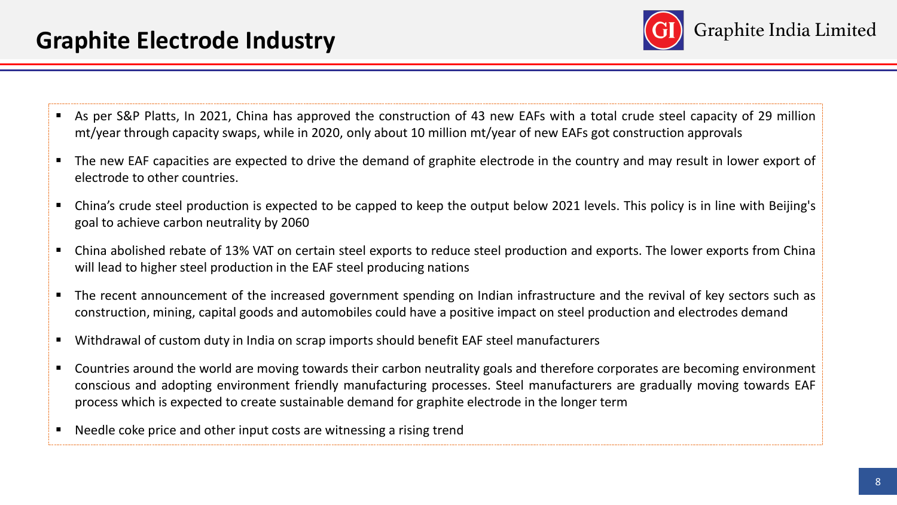# Graphite Electrode Industry

- As per S&P Platts, In 2021, China has approved the construction of 43 new EAFs with a total crude steel capacity of 29 million mt/year through capacity swaps, while in 2020, only about 10 million mt/year of new EAFs got construction approvals
- The new EAF capacities are expected to drive the demand of graphite electrode in the country and may result in lower export of electrode to other countries.
- China's crude steel production is expected to be capped to keep the output below 2021 levels. This policy is in line with Beijing's goal to achieve carbon neutrality by 2060
- China abolished rebate of 13% VAT on certain steel exports to reduce steel production and exports. The lower exports from China will lead to higher steel production in the EAF steel producing nations
- The recent announcement of the increased government spending on Indian infrastructure and the revival of key sectors such as construction, mining, capital goods and automobiles could have a positive impact on steel production and electrodes demand
- Withdrawal of custom duty in India on scrap imports should benefit EAF steel manufacturers
- Countries around the world are moving towards their carbon neutrality goals and therefore corporates are becoming environment conscious and adopting environment friendly manufacturing processes. Steel manufacturers are gradually moving towards EAF process which is expected to create sustainable demand for graphite electrode in the longer term
- Needle coke price and other input costs are witnessing a rising trend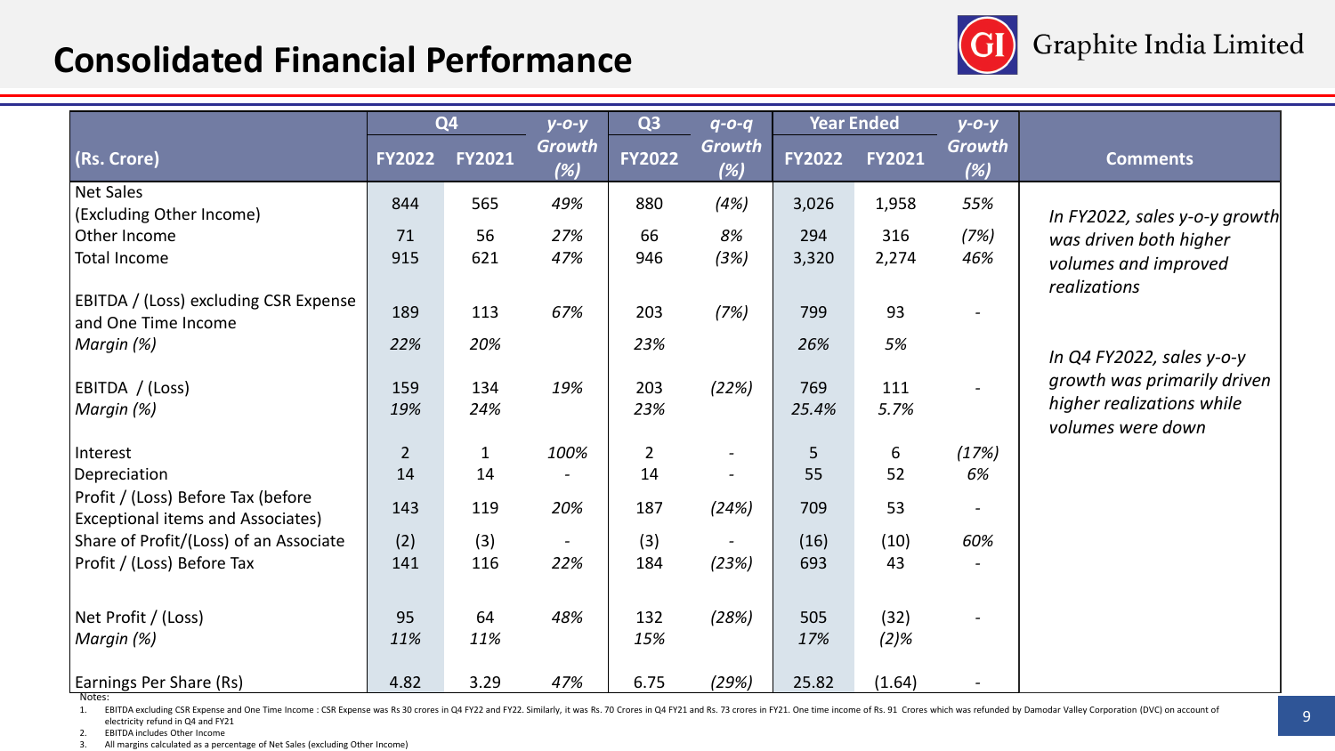# Consolidated Financial Performance

Graphite India Limited

| (Rs. Crore) | Q4 | | y-o-y | Q3 | q-o-q | Year Ended | | y-o-y | Comments |
|---|---|---|---|---|---|---|---|---|---|
| | FY2022 | FY2021 | Growth (%) | FY2022 | Growth (%) | FY2022 | FY2021 | Growth (%) | |
| Net Sales (Excluding Other Income) | 844 | 565 | *49%* | 880 | *(4%)* | 3,026 | 1,958 | *55%* | *In FY2022, sales y-o-y growth was driven both higher volumes and improved realizations* |
| Other Income | 71 | 56 | *27%* | 66 | *8%* | 294 | 316 | *(7%)* | |
| Total Income | 915 | 621 | *47%* | 946 | *(3%)* | 3,320 | 2,274 | *46%* | |
| EBITDA / (Loss) excluding CSR Expense and One Time Income | 189 | 113 | *67%* | 203 | *(7%)* | 799 | 93 | - | |
| *Margin (%)* | *22%* | *20%* | | *23%* | | *26%* | *5%* | | *In Q4 FY2022, sales y-o-y growth was primarily driven higher realizations while volumes were down* |
| EBITDA / (Loss) | 159 | 134 | *19%* | 203 | *(22%)* | 769 | 111 | - | |
| *Margin (%)* | *19%* | *24%* | | *23%* | | *25.4%* | *5.7%* | | |
| Interest | 2 | 1 | *100%* | 2 | - | 5 | 6 | *(17%)* | |
| Depreciation | 14 | 14 | - | 14 | - | 55 | 52 | *6%* | |
| Profit / (Loss) Before Tax (before Exceptional items and Associates) | 143 | 119 | *20%* | 187 | *(24%)* | 709 | 53 | - | |
| Share of Profit/(Loss) of an Associate | (2) | (3) | - | (3) | - | (16) | (10) | *60%* | |
| Profit / (Loss) Before Tax | 141 | 116 | *22%* | 184 | *(23%)* | 693 | 43 | - | |
| Net Profit / (Loss) | 95 | 64 | *48%* | 132 | *(28%)* | 505 | (32) | - | |
| *Margin (%)* | *11%* | *11%* | | *15%* | | *17%* | *(2)%* | | |
| Earnings Per Share (Rs) | 4.82 | 3.29 | *47%* | 6.75 | *(29%)* | 25.82 | (1.64) | - | |

Notes:

1. EBITDA excluding CSR Expense and One Time Income : CSR Expense was Rs 30 crores in Q4 FY22 and FY22. Similarly, it was Rs. 70 Crores in Q4 FY21 and Rs. 73 crores in FY21. One time income of Rs. 91 Crores which was refunded by Damodar Valley Corporation (DVC) on account of electricity refund in Q4 and FY21
2. EBITDA includes Other Income
3. All margins calculated as a percentage of Net Sales (excluding Other Income)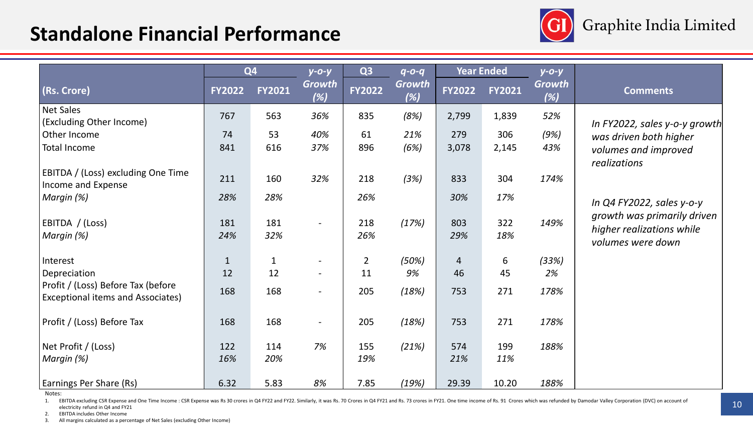# Standalone Financial Performance

| (Rs. Crore) | Q4 FY2022 | Q4 FY2021 | y-o-y Growth (%) | Q3 FY2022 | q-o-q Growth (%) | Year Ended FY2022 | Year Ended FY2021 | y-o-y Growth (%) | Comments |
|---|---|---|---|---|---|---|---|---|---|
| Net Sales (Excluding Other Income) | 767 | 563 | *36%* | 835 | *(8%)* | 2,799 | 1,839 | *52%* | *In FY2022, sales y-o-y growth was driven both higher volumes and improved realizations* |
| Other Income | 74 | 53 | *40%* | 61 | *21%* | 279 | 306 | *(9%)* | |
| Total Income | 841 | 616 | *37%* | 896 | *(6%)* | 3,078 | 2,145 | *43%* | |
| EBITDA / (Loss) excluding One Time Income and Expense | 211 | 160 | *32%* | 218 | *(3%)* | 833 | 304 | *174%* | |
| *Margin (%)* | *28%* | *28%* | | *26%* | | *30%* | *17%* | | *In Q4 FY2022, sales y-o-y growth was primarily driven higher realizations while volumes were down* |
| EBITDA / (Loss) | 181 | 181 | - | 218 | *(17%)* | 803 | 322 | *149%* | |
| *Margin (%)* | *24%* | *32%* | | *26%* | | *29%* | *18%* | | |
| Interest | 1 | 1 | - | 2 | *(50%)* | 4 | 6 | *(33%)* | |
| Depreciation | 12 | 12 | - | 11 | *9%* | 46 | 45 | *2%* | |
| Profit / (Loss) Before Tax (before Exceptional items and Associates) | 168 | 168 | - | 205 | *(18%)* | 753 | 271 | *178%* | |
| Profit / (Loss) Before Tax | 168 | 168 | - | 205 | *(18%)* | 753 | 271 | *178%* | |
| Net Profit / (Loss) | 122 | 114 | *7%* | 155 | *(21%)* | 574 | 199 | *188%* | |
| *Margin (%)* | *16%* | *20%* | | *19%* | | *21%* | *11%* | | |
| Earnings Per Share (Rs) | 6.32 | 5.83 | *8%* | 7.85 | *(19%)* | 29.39 | 10.20 | *188%* | |

Notes:

1. EBITDA excluding CSR Expense and One Time Income : CSR Expense was Rs 30 crores in Q4 FY22 and FY22. Similarly, it was Rs. 70 Crores in Q4 FY21 and Rs. 73 crores in FY21. One time income of Rs. 91 Crores which was refunded by Damodar Valley Corporation (DVC) on account of electricity refund in Q4 and FY21
2. EBITDA includes Other Income
3. All margins calculated as a percentage of Net Sales (excluding Other Income)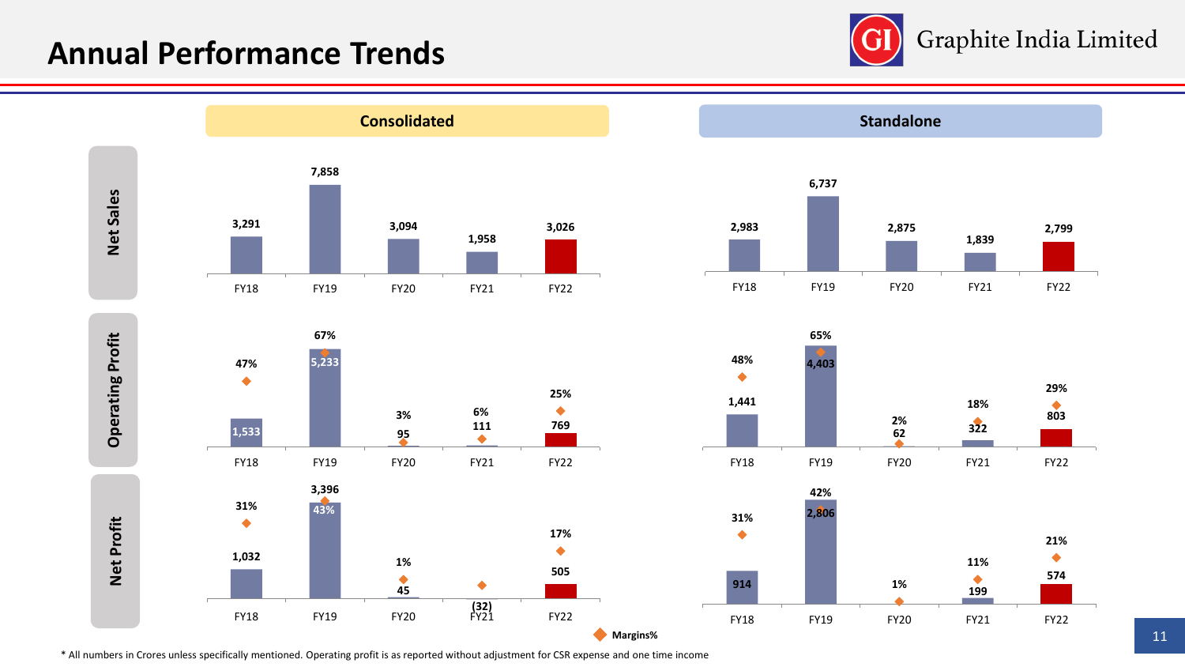# Annual Performance Trends

Graphite India Limited

## Consolidated

**Net Sales**

| | FY18 | FY19 | FY20 | FY21 | FY22 |
|---|---|---|---|---|---|
| Net Sales | 3,291 | 7,858 | 3,094 | 1,958 | 3,026 |

**Operating Profit**

| | FY18 | FY19 | FY20 | FY21 | FY22 |
|---|---|---|---|---|---|
| Operating Profit | 1,533 | 5,233 | 95 | 111 | 769 |
| Margins% | 47% | 67% | 3% | 6% | 25% |

**Net Profit**

| | FY18 | FY19 | FY20 | FY21 | FY22 |
|---|---|---|---|---|---|
| Net Profit | 1,032 | 3,396 | 45 | (32) | 505 |
| Margins% | 31% | 43% | 1% | | 17% |

## Standalone

**Net Sales**

| | FY18 | FY19 | FY20 | FY21 | FY22 |
|---|---|---|---|---|---|
| Net Sales | 2,983 | 6,737 | 2,875 | 1,839 | 2,799 |

**Operating Profit**

| | FY18 | FY19 | FY20 | FY21 | FY22 |
|---|---|---|---|---|---|
| Operating Profit | 1,441 | 4,403 | 62 | 322 | 803 |
| Margins% | 48% | 65% | 2% | 18% | 29% |

**Net Profit**

| | FY18 | FY19 | FY20 | FY21 | FY22 |
|---|---|---|---|---|---|
| Net Profit | 914 | 2,806 | | 199 | 574 |
| Margins% | 31% | 42% | 1% | 11% | 21% |

Margins%

* All numbers in Crores unless specifically mentioned. Operating profit is as reported without adjustment for CSR expense and one time income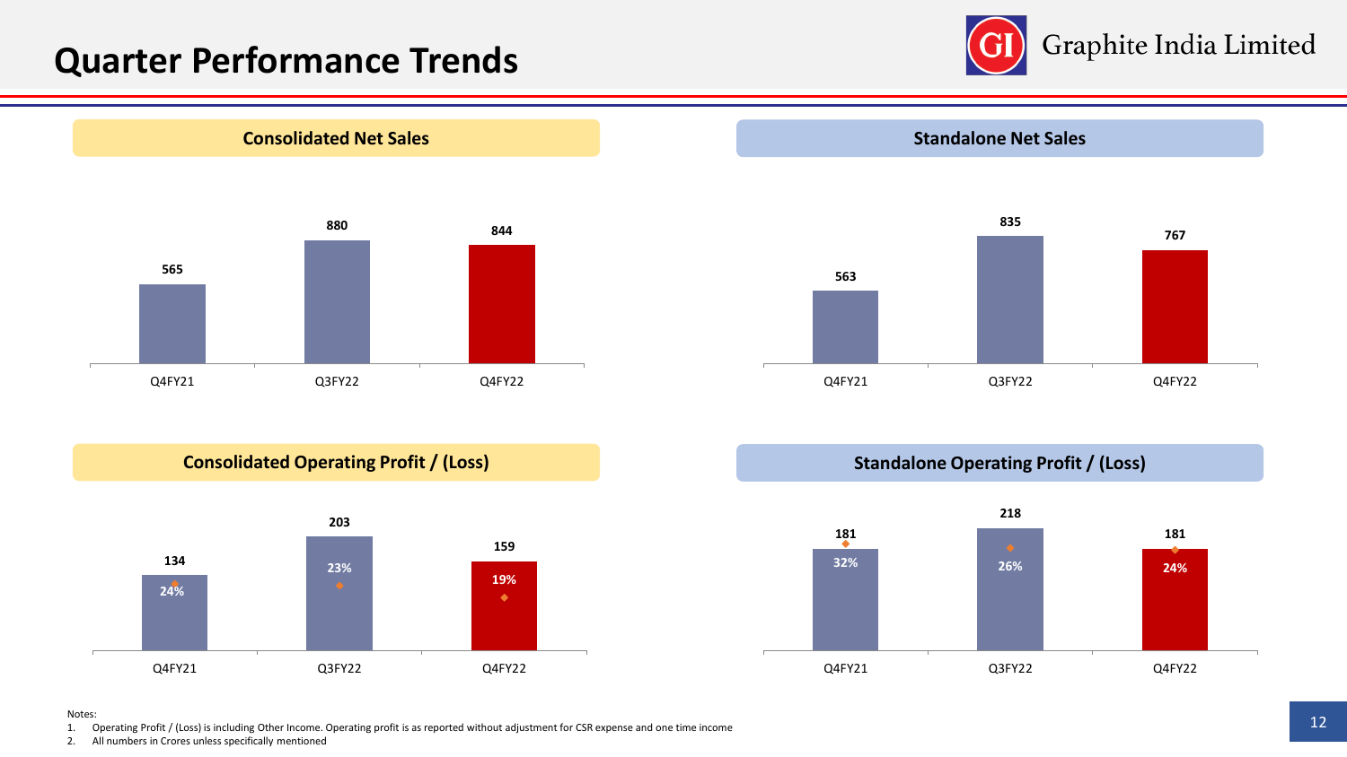# Quarter Performance Trends

Graphite India Limited

## Consolidated Net Sales

| Quarter | Net Sales |
|---|---|
| Q4FY21 | 565 |
| Q3FY22 | 880 |
| Q4FY22 | 844 |

## Standalone Net Sales

| Quarter | Net Sales |
|---|---|
| Q4FY21 | 563 |
| Q3FY22 | 835 |
| Q4FY22 | 767 |

## Consolidated Operating Profit / (Loss)

| Quarter | Operating Profit / (Loss) | Margin |
|---|---|---|
| Q4FY21 | 134 | 24% |
| Q3FY22 | 203 | 23% |
| Q4FY22 | 159 | 19% |

## Standalone Operating Profit / (Loss)

| Quarter | Operating Profit / (Loss) | Margin |
|---|---|---|
| Q4FY21 | 181 | 32% |
| Q3FY22 | 218 | 26% |
| Q4FY22 | 181 | 24% |

Notes:

1. Operating Profit / (Loss) is including Other Income. Operating profit is as reported without adjustment for CSR expense and one time income
2. All numbers in Crores unless specifically mentioned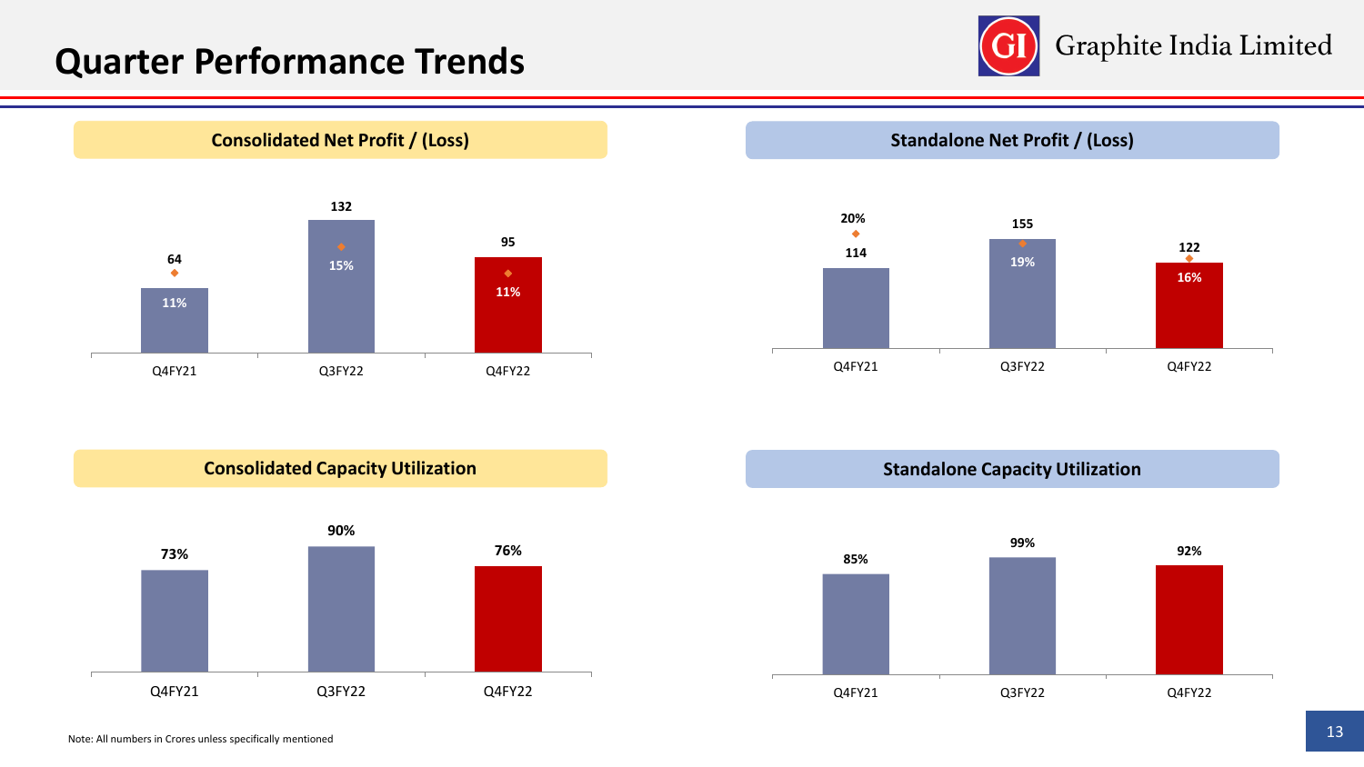# Quarter Performance Trends

### Consolidated Net Profit / (Loss)

| | Q4FY21 | Q3FY22 | Q4FY22 |
|---|---|---|---|
| Net Profit / (Loss) | 64 | 132 | 95 |
| % | 11% | 15% | 11% |

### Standalone Net Profit / (Loss)

| | Q4FY21 | Q3FY22 | Q4FY22 |
|---|---|---|---|
| Net Profit / (Loss) | 114 | 155 | 122 |
| % | 20% | 19% | 16% |

### Consolidated Capacity Utilization

| Q4FY21 | Q3FY22 | Q4FY22 |
|---|---|---|
| 73% | 90% | 76% |

### Standalone Capacity Utilization

| Q4FY21 | Q3FY22 | Q4FY22 |
|---|---|---|
| 85% | 99% | 92% |

Note: All numbers in Crores unless specifically mentioned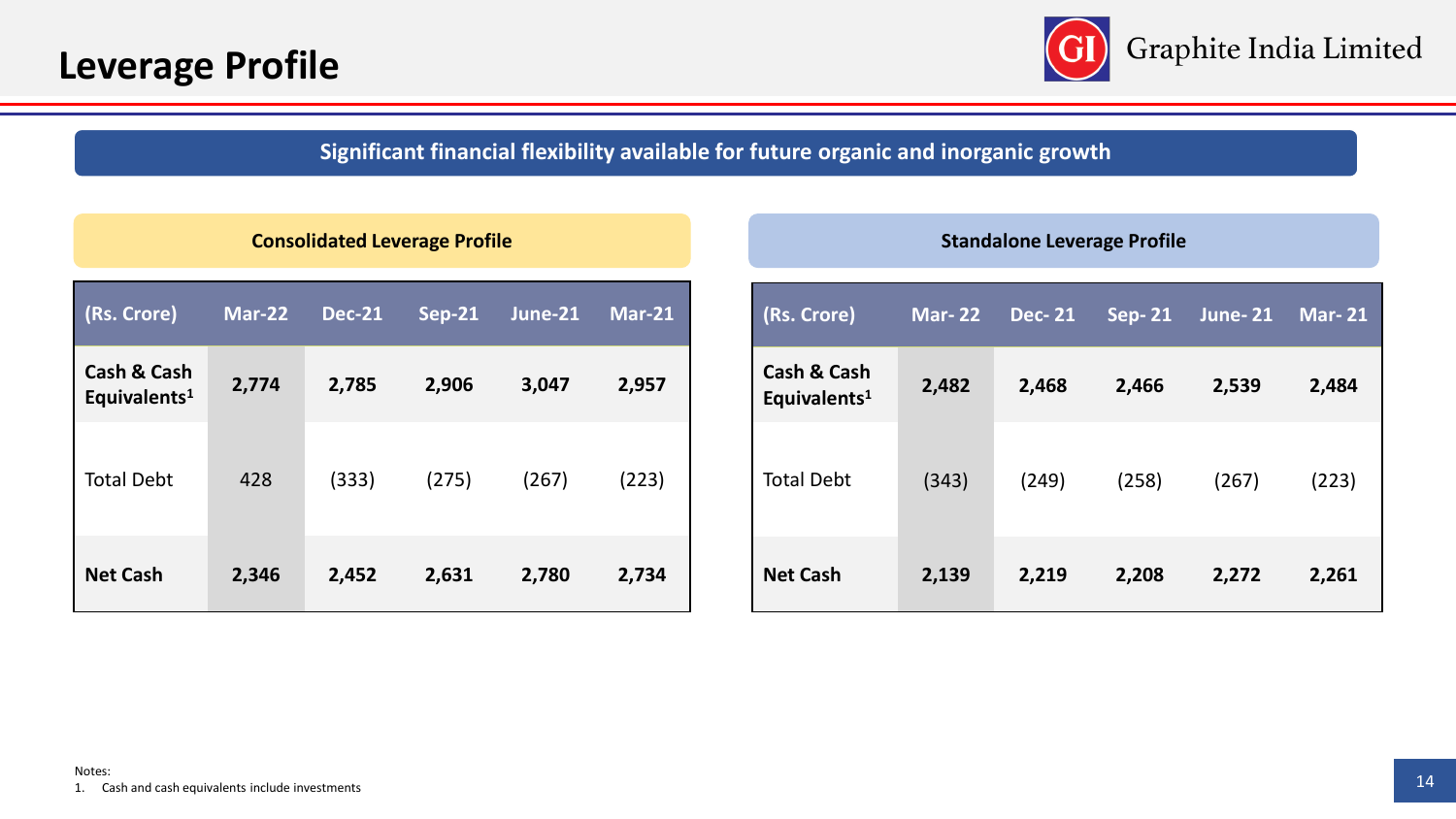# Leverage Profile

**Significant financial flexibility available for future organic and inorganic growth**

**Consolidated Leverage Profile**

| (Rs. Crore) | Mar-22 | Dec-21 | Sep-21 | June-21 | Mar-21 |
|---|---|---|---|---|---|
| **Cash & Cash Equivalents[1]** | **2,774** | **2,785** | **2,906** | **3,047** | **2,957** |
| Total Debt | 428 | (333) | (275) | (267) | (223) |
| **Net Cash** | **2,346** | **2,452** | **2,631** | **2,780** | **2,734** |

**Standalone Leverage Profile**

| (Rs. Crore) | Mar- 22 | Dec- 21 | Sep- 21 | June- 21 | Mar- 21 |
|---|---|---|---|---|---|
| **Cash & Cash Equivalents[1]** | **2,482** | **2,468** | **2,466** | **2,539** | **2,484** |
| Total Debt | (343) | (249) | (258) | (267) | (223) |
| **Net Cash** | **2,139** | **2,219** | **2,208** | **2,272** | **2,261** |

Notes:
1. Cash and cash equivalents include investments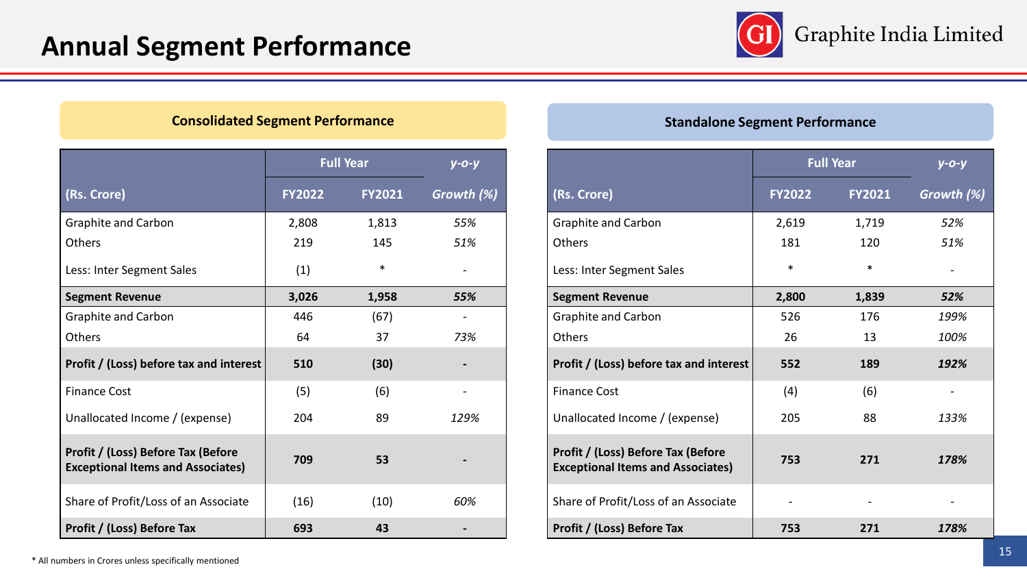# Annual Segment Performance

## Consolidated Segment Performance

| | Full Year | | y-o-y |
|---|---|---|---|
| (Rs. Crore) | FY2022 | FY2021 | Growth (%) |
| Graphite and Carbon | 2,808 | 1,813 | 55% |
| Others | 219 | 145 | 51% |
| Less: Inter Segment Sales | (1) | * | - |
| **Segment Revenue** | **3,026** | **1,958** | **55%** |
| Graphite and Carbon | 446 | (67) | - |
| Others | 64 | 37 | 73% |
| **Profit / (Loss) before tax and interest** | **510** | **(30)** | **-** |
| Finance Cost | (5) | (6) | - |
| Unallocated Income / (expense) | 204 | 89 | 129% |
| **Profit / (Loss) Before Tax (Before Exceptional Items and Associates)** | **709** | **53** | **-** |
| Share of Profit/Loss of an Associate | (16) | (10) | 60% |
| **Profit / (Loss) Before Tax** | **693** | **43** | **-** |

## Standalone Segment Performance

| | Full Year | | y-o-y |
|---|---|---|---|
| (Rs. Crore) | FY2022 | FY2021 | Growth (%) |
| Graphite and Carbon | 2,619 | 1,719 | 52% |
| Others | 181 | 120 | 51% |
| Less: Inter Segment Sales | * | * | - |
| **Segment Revenue** | **2,800** | **1,839** | **52%** |
| Graphite and Carbon | 526 | 176 | 199% |
| Others | 26 | 13 | 100% |
| **Profit / (Loss) before tax and interest** | **552** | **189** | **192%** |
| Finance Cost | (4) | (6) | - |
| Unallocated Income / (expense) | 205 | 88 | 133% |
| **Profit / (Loss) Before Tax (Before Exceptional Items and Associates)** | **753** | **271** | **178%** |
| Share of Profit/Loss of an Associate | - | - | - |
| **Profit / (Loss) Before Tax** | **753** | **271** | **178%** |

* All numbers in Crores unless specifically mentioned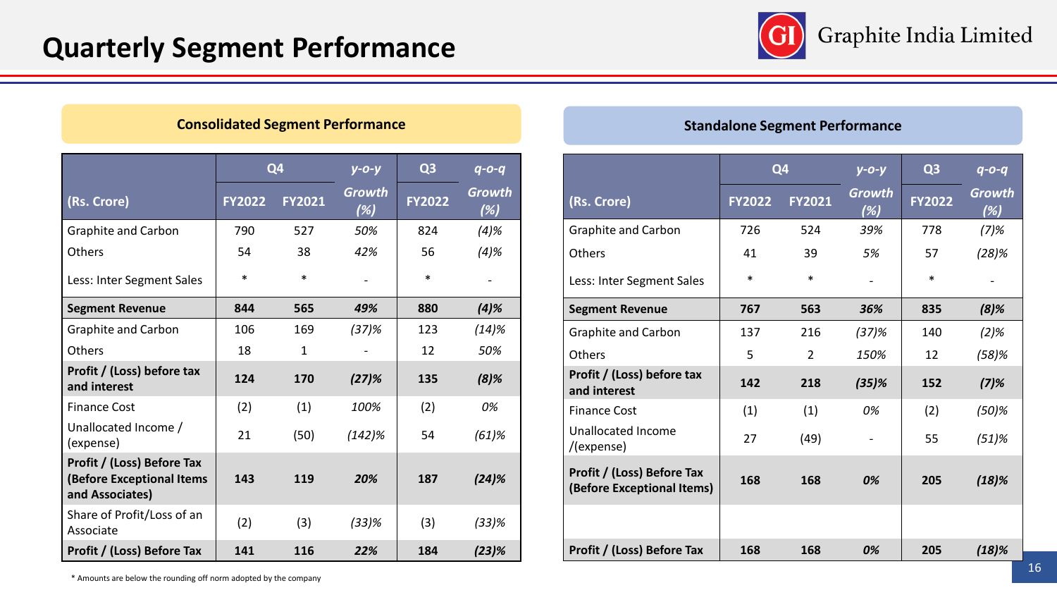# Quarterly Segment Performance

## Consolidated Segment Performance

| (Rs. Crore) | Q4 FY2022 | Q4 FY2021 | y-o-y Growth (%) | Q3 FY2022 | q-o-q Growth (%) |
|---|---|---|---|---|---|
| Graphite and Carbon | 790 | 527 | *50%* | 824 | *(4)%* |
| Others | 54 | 38 | *42%* | 56 | *(4)%* |
| Less: Inter Segment Sales | * | * | - | * | - |
| **Segment Revenue** | **844** | **565** | ***49%*** | **880** | ***(4)%*** |
| Graphite and Carbon | 106 | 169 | *(37)%* | 123 | *(14)%* |
| Others | 18 | 1 | - | 12 | *50%* |
| **Profit / (Loss) before tax and interest** | **124** | **170** | ***(27)%*** | **135** | ***(8)%*** |
| Finance Cost | (2) | (1) | *100%* | (2) | *0%* |
| Unallocated Income / (expense) | 21 | (50) | *(142)%* | 54 | *(61)%* |
| **Profit / (Loss) Before Tax (Before Exceptional Items and Associates)** | **143** | **119** | ***20%*** | **187** | ***(24)%*** |
| Share of Profit/Loss of an Associate | (2) | (3) | *(33)%* | (3) | *(33)%* |
| **Profit / (Loss) Before Tax** | **141** | **116** | ***22%*** | **184** | ***(23)%*** |

## Standalone Segment Performance

| (Rs. Crore) | Q4 FY2022 | Q4 FY2021 | y-o-y Growth (%) | Q3 FY2022 | q-o-q Growth (%) |
|---|---|---|---|---|---|
| Graphite and Carbon | 726 | 524 | *39%* | 778 | *(7)%* |
| Others | 41 | 39 | *5%* | 57 | *(28)%* |
| Less: Inter Segment Sales | * | * | - | * | - |
| **Segment Revenue** | **767** | **563** | ***36%*** | **835** | ***(8)%*** |
| Graphite and Carbon | 137 | 216 | *(37)%* | 140 | *(2)%* |
| Others | 5 | 2 | *150%* | 12 | *(58)%* |
| **Profit / (Loss) before tax and interest** | **142** | **218** | ***(35)%*** | **152** | ***(7)%*** |
| Finance Cost | (1) | (1) | *0%* | (2) | *(50)%* |
| Unallocated Income /(expense) | 27 | (49) | - | 55 | *(51)%* |
| **Profit / (Loss) Before Tax (Before Exceptional Items)** | **168** | **168** | ***0%*** | **205** | ***(18)%*** |
| | | | | | |
| **Profit / (Loss) Before Tax** | **168** | **168** | ***0%*** | **205** | ***(18)%*** |

\* Amounts are below the rounding off norm adopted by the company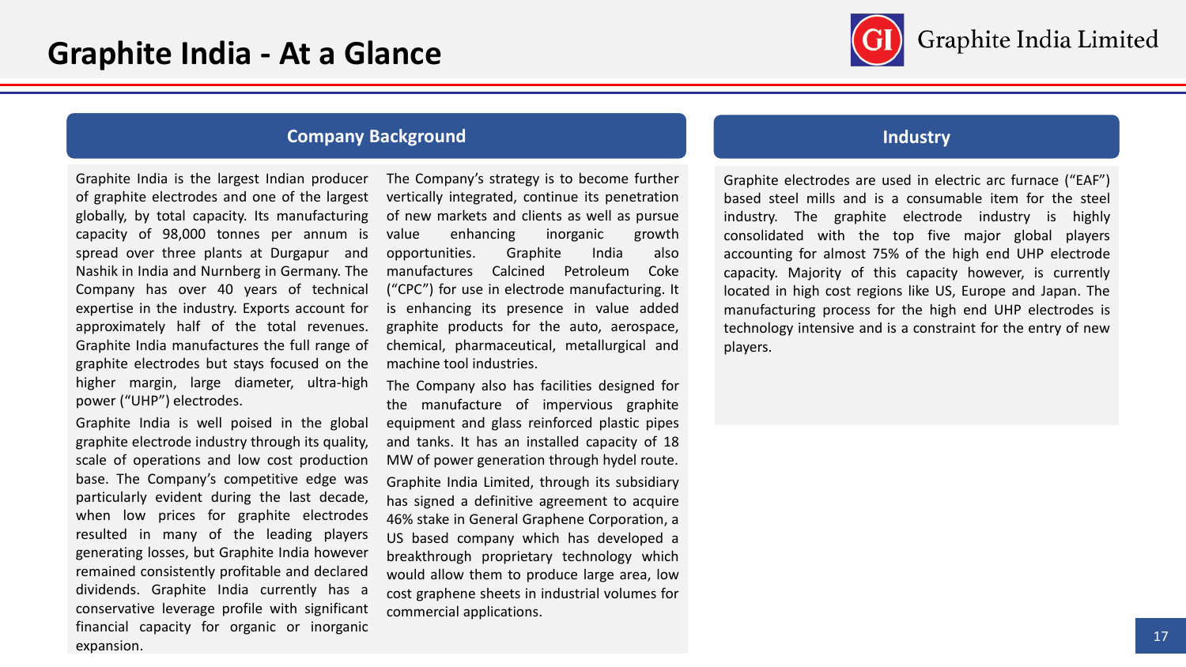# Graphite India - At a Glance

## Company Background

Graphite India is the largest Indian producer of graphite electrodes and one of the largest globally, by total capacity. Its manufacturing capacity of 98,000 tonnes per annum is spread over three plants at Durgapur and Nashik in India and Nurnberg in Germany. The Company has over 40 years of technical expertise in the industry. Exports account for approximately half of the total revenues. Graphite India manufactures the full range of graphite electrodes but stays focused on the higher margin, large diameter, ultra-high power ("UHP") electrodes.

Graphite India is well poised in the global graphite electrode industry through its quality, scale of operations and low cost production base. The Company's competitive edge was particularly evident during the last decade, when low prices for graphite electrodes resulted in many of the leading players generating losses, but Graphite India however remained consistently profitable and declared dividends. Graphite India currently has a conservative leverage profile with significant financial capacity for organic or inorganic expansion.

The Company's strategy is to become further vertically integrated, continue its penetration of new markets and clients as well as pursue value enhancing inorganic growth opportunities. Graphite India also manufactures Calcined Petroleum Coke ("CPC") for use in electrode manufacturing. It is enhancing its presence in value added graphite products for the auto, aerospace, chemical, pharmaceutical, metallurgical and machine tool industries.

The Company also has facilities designed for the manufacture of impervious graphite equipment and glass reinforced plastic pipes and tanks. It has an installed capacity of 18 MW of power generation through hydel route.

Graphite India Limited, through its subsidiary has signed a definitive agreement to acquire 46% stake in General Graphene Corporation, a US based company which has developed a breakthrough proprietary technology which would allow them to produce large area, low cost graphene sheets in industrial volumes for commercial applications.

## Industry

Graphite electrodes are used in electric arc furnace ("EAF") based steel mills and is a consumable item for the steel industry. The graphite electrode industry is highly consolidated with the top five major global players accounting for almost 75% of the high end UHP electrode capacity. Majority of this capacity however, is currently located in high cost regions like US, Europe and Japan. The manufacturing process for the high end UHP electrodes is technology intensive and is a constraint for the entry of new players.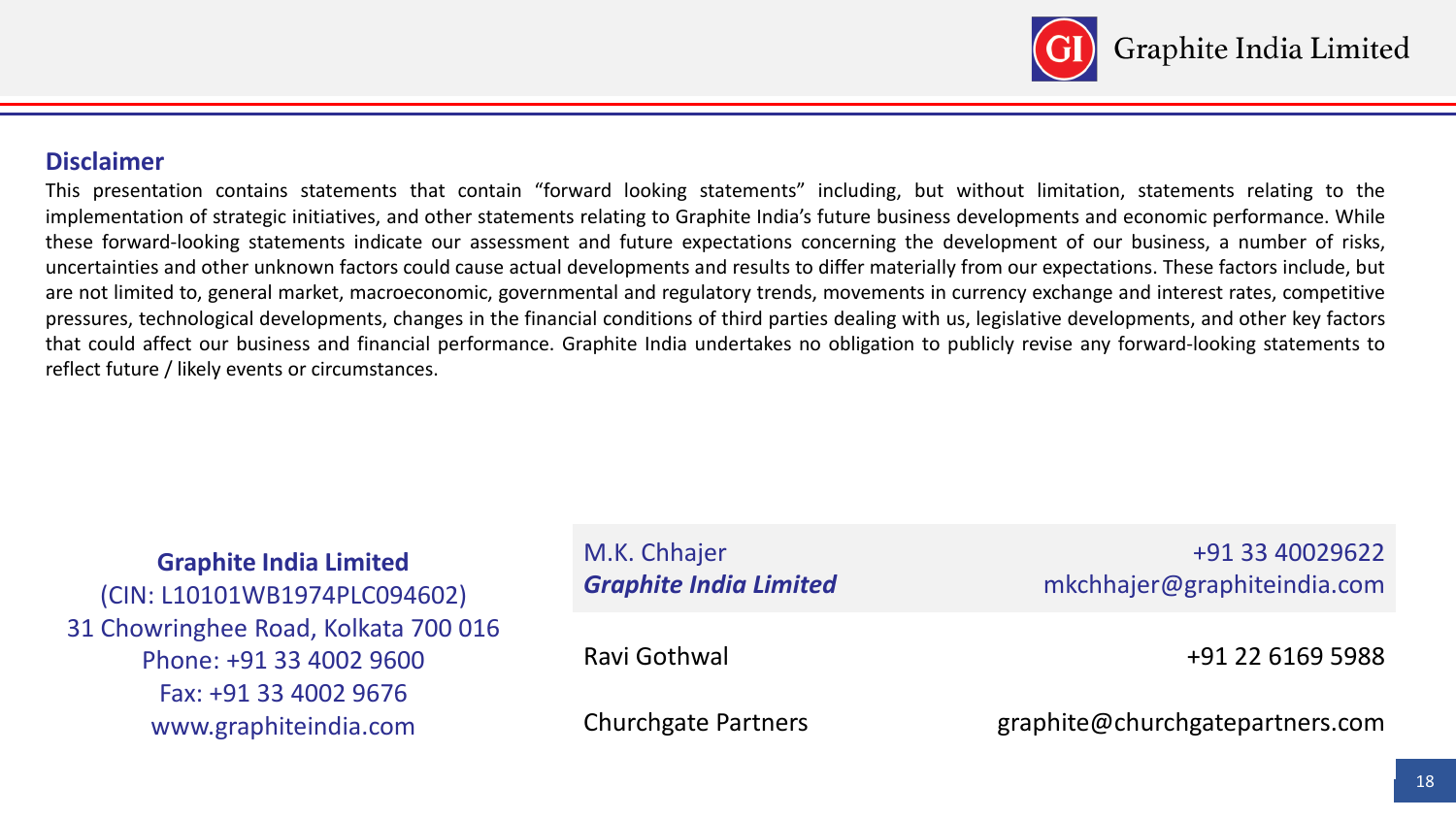## Disclaimer

This presentation contains statements that contain "forward looking statements" including, but without limitation, statements relating to the implementation of strategic initiatives, and other statements relating to Graphite India's future business developments and economic performance. While these forward-looking statements indicate our assessment and future expectations concerning the development of our business, a number of risks, uncertainties and other unknown factors could cause actual developments and results to differ materially from our expectations. These factors include, but are not limited to, general market, macroeconomic, governmental and regulatory trends, movements in currency exchange and interest rates, competitive pressures, technological developments, changes in the financial conditions of third parties dealing with us, legislative developments, and other key factors that could affect our business and financial performance. Graphite India undertakes no obligation to publicly revise any forward-looking statements to reflect future / likely events or circumstances.

**Graphite India Limited**
(CIN: L10101WB1974PLC094602)
31 Chowringhee Road, Kolkata 700 016
Phone: +91 33 4002 9600
Fax: +91 33 4002 9676
www.graphiteindia.com

| | |
|---|---|
| M.K. Chhajer<br>***Graphite India Limited*** | +91 33 40029622<br>mkchhajer@graphiteindia.com |
| Ravi Gothwal | +91 22 6169 5988 |
| Churchgate Partners | graphite@churchgatepartners.com |